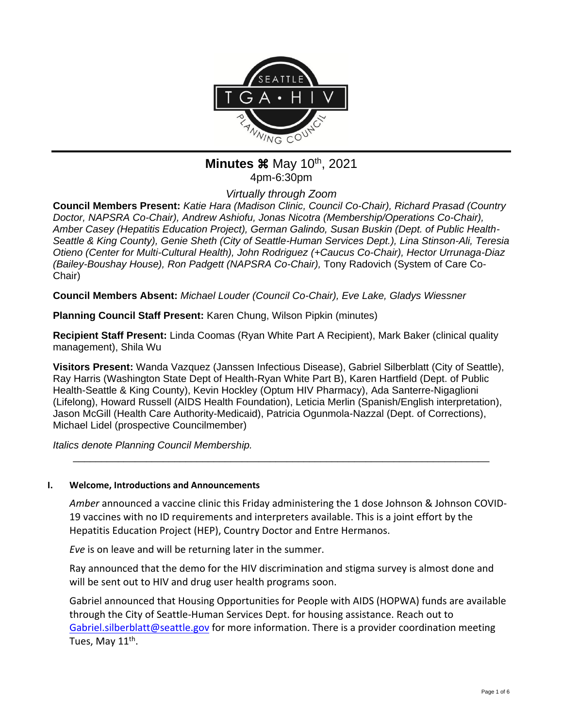# Minutes ⌘ May 10th, 2021

4pm-6:30pm

*Virtually through Zoom*

**Council Members Present:** *Katie Hara (Madison Clinic, Council Co-Chair), Richard Prasad (Country Doctor, NAPSRA Co-Chair), Andrew Ashiofu, Jonas Nicotra (Membership/Operations Co-Chair), Amber Casey (Hepatitis Education Project), German Galindo, Susan Buskin (Dept. of Public Health-Seattle & King County), Genie Sheth (City of Seattle-Human Services Dept.), Lina Stinson-Ali, Teresia Otieno (Center for Multi-Cultural Health), John Rodriguez (+Caucus Co-Chair), Hector Urrunaga-Diaz (Bailey-Boushay House), Ron Padgett (NAPSRA Co-Chair),* Tony Radovich (System of Care Co-Chair)

**Council Members Absent:** *Michael Louder (Council Co-Chair), Eve Lake, Gladys Wiessner*

**Planning Council Staff Present:** Karen Chung, Wilson Pipkin (minutes)

**Recipient Staff Present:** Linda Coomas (Ryan White Part A Recipient), Mark Baker (clinical quality management), Shila Wu

**Visitors Present:** Wanda Vazquez (Janssen Infectious Disease), Gabriel Silberblatt (City of Seattle), Ray Harris (Washington State Dept of Health-Ryan White Part B), Karen Hartfield (Dept. of Public Health-Seattle & King County), Kevin Hockley (Optum HIV Pharmacy), Ada Santerre-Nigaglioni (Lifelong), Howard Russell (AIDS Health Foundation), Leticia Merlin (Spanish/English interpretation), Jason McGill (Health Care Authority-Medicaid), Patricia Ogunmola-Nazzal (Dept. of Corrections), Michael Lidel (prospective Councilmember)

*Italics denote Planning Council Membership.*

---

## I. Welcome, Introductions and Announcements

*Amber* announced a vaccine clinic this Friday administering the 1 dose Johnson & Johnson COVID-19 vaccines with no ID requirements and interpreters available. This is a joint effort by the Hepatitis Education Project (HEP), Country Doctor and Entre Hermanos.

*Eve* is on leave and will be returning later in the summer.

Ray announced that the demo for the HIV discrimination and stigma survey is almost done and will be sent out to HIV and drug user health programs soon.

Gabriel announced that Housing Opportunities for People with AIDS (HOPWA) funds are available through the City of Seattle-Human Services Dept. for housing assistance. Reach out to Gabriel.silberblatt@seattle.gov for more information. There is a provider coordination meeting Tues, May 11th.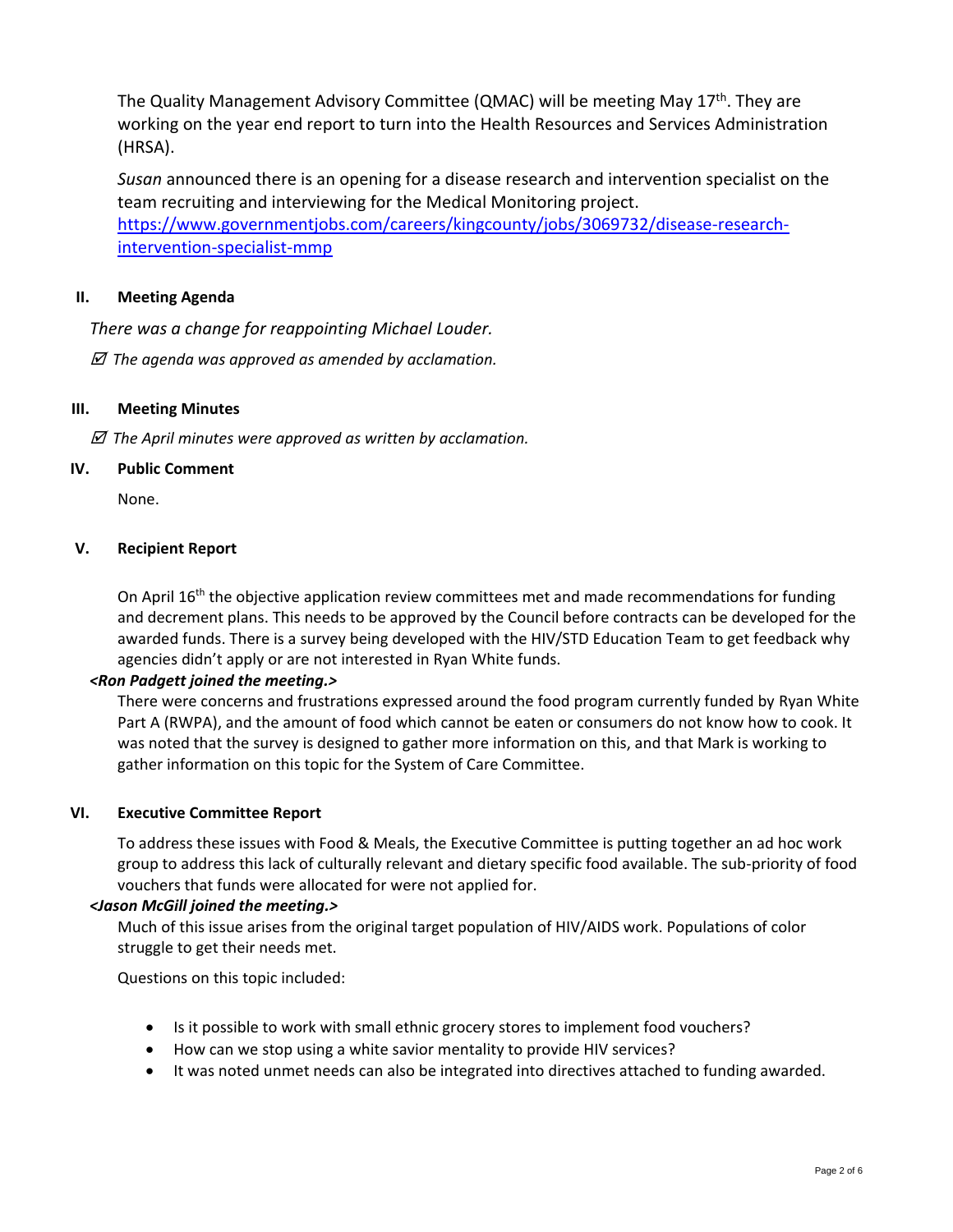The Quality Management Advisory Committee (QMAC) will be meeting May 17th. They are working on the year end report to turn into the Health Resources and Services Administration (HRSA).

*Susan* announced there is an opening for a disease research and intervention specialist on the team recruiting and interviewing for the Medical Monitoring project. https://www.governmentjobs.com/careers/kingcounty/jobs/3069732/disease-research-intervention-specialist-mmp

## II. Meeting Agenda

*There was a change for reappointing Michael Louder.*

☑ *The agenda was approved as amended by acclamation.*

## III. Meeting Minutes

☑ *The April minutes were approved as written by acclamation.*

## IV. Public Comment

None.

## V. Recipient Report

On April 16th the objective application review committees met and made recommendations for funding and decrement plans. This needs to be approved by the Council before contracts can be developed for the awarded funds. There is a survey being developed with the HIV/STD Education Team to get feedback why agencies didn't apply or are not interested in Ryan White funds.

***<Ron Padgett joined the meeting.>***

There were concerns and frustrations expressed around the food program currently funded by Ryan White Part A (RWPA), and the amount of food which cannot be eaten or consumers do not know how to cook. It was noted that the survey is designed to gather more information on this, and that Mark is working to gather information on this topic for the System of Care Committee.

## VI. Executive Committee Report

To address these issues with Food & Meals, the Executive Committee is putting together an ad hoc work group to address this lack of culturally relevant and dietary specific food available. The sub-priority of food vouchers that funds were allocated for were not applied for.

***<Jason McGill joined the meeting.>***

Much of this issue arises from the original target population of HIV/AIDS work. Populations of color struggle to get their needs met.

Questions on this topic included:

- Is it possible to work with small ethnic grocery stores to implement food vouchers?
- How can we stop using a white savior mentality to provide HIV services?
- It was noted unmet needs can also be integrated into directives attached to funding awarded.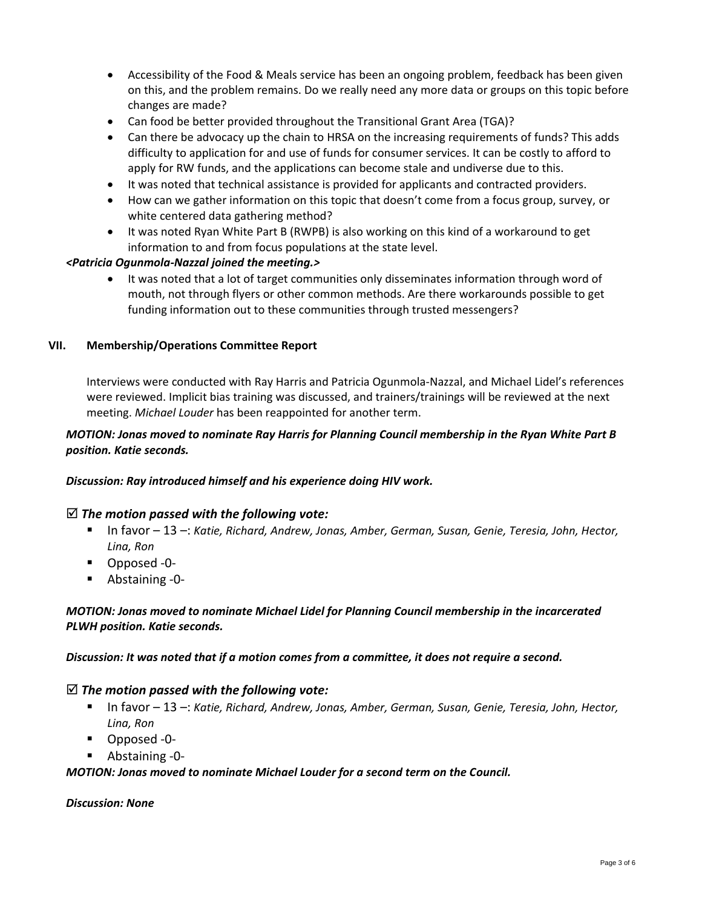- Accessibility of the Food & Meals service has been an ongoing problem, feedback has been given on this, and the problem remains. Do we really need any more data or groups on this topic before changes are made?
- Can food be better provided throughout the Transitional Grant Area (TGA)?
- Can there be advocacy up the chain to HRSA on the increasing requirements of funds? This adds difficulty to application for and use of funds for consumer services. It can be costly to afford to apply for RW funds, and the applications can become stale and undiverse due to this.
- It was noted that technical assistance is provided for applicants and contracted providers.
- How can we gather information on this topic that doesn't come from a focus group, survey, or white centered data gathering method?
- It was noted Ryan White Part B (RWPB) is also working on this kind of a workaround to get information to and from focus populations at the state level.

***<Patricia Ogunmola-Nazzal joined the meeting.>***

- It was noted that a lot of target communities only disseminates information through word of mouth, not through flyers or other common methods. Are there workarounds possible to get funding information out to these communities through trusted messengers?

## VII. Membership/Operations Committee Report

Interviews were conducted with Ray Harris and Patricia Ogunmola-Nazzal, and Michael Lidel's references were reviewed. Implicit bias training was discussed, and trainers/trainings will be reviewed at the next meeting. *Michael Louder* has been reappointed for another term.

***MOTION: Jonas moved to nominate Ray Harris for Planning Council membership in the Ryan White Part B position. Katie seconds.***

***Discussion: Ray introduced himself and his experience doing HIV work.***

☑ ***The motion passed with the following vote:***

- In favor – 13 –: *Katie, Richard, Andrew, Jonas, Amber, German, Susan, Genie, Teresia, John, Hector, Lina, Ron*
- Opposed -0-
- Abstaining -0-

***MOTION: Jonas moved to nominate Michael Lidel for Planning Council membership in the incarcerated PLWH position. Katie seconds.***

***Discussion: It was noted that if a motion comes from a committee, it does not require a second.***

☑ ***The motion passed with the following vote:***

- In favor – 13 –: *Katie, Richard, Andrew, Jonas, Amber, German, Susan, Genie, Teresia, John, Hector, Lina, Ron*
- Opposed -0-
- Abstaining -0-

***MOTION: Jonas moved to nominate Michael Louder for a second term on the Council.***

***Discussion: None***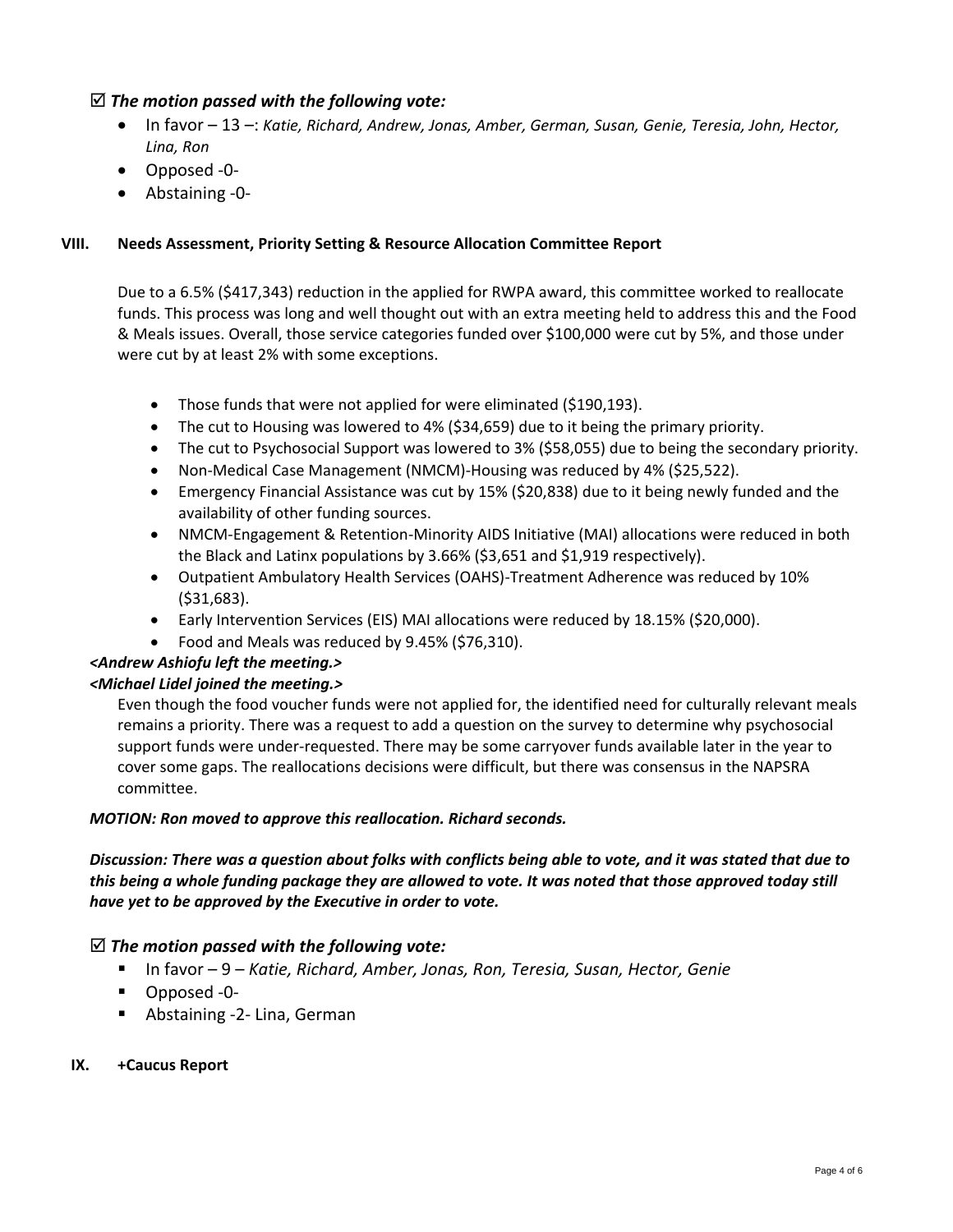☑ ***The motion passed with the following vote:***

- In favor – 13 –: *Katie, Richard, Andrew, Jonas, Amber, German, Susan, Genie, Teresia, John, Hector, Lina, Ron*
- Opposed -0-
- Abstaining -0-

## VIII. Needs Assessment, Priority Setting & Resource Allocation Committee Report

Due to a 6.5% ($417,343) reduction in the applied for RWPA award, this committee worked to reallocate funds. This process was long and well thought out with an extra meeting held to address this and the Food & Meals issues. Overall, those service categories funded over $100,000 were cut by 5%, and those under were cut by at least 2% with some exceptions.

- Those funds that were not applied for were eliminated ($190,193).
- The cut to Housing was lowered to 4% ($34,659) due to it being the primary priority.
- The cut to Psychosocial Support was lowered to 3% ($58,055) due to being the secondary priority.
- Non-Medical Case Management (NMCM)-Housing was reduced by 4% ($25,522).
- Emergency Financial Assistance was cut by 15% ($20,838) due to it being newly funded and the availability of other funding sources.
- NMCM-Engagement & Retention-Minority AIDS Initiative (MAI) allocations were reduced in both the Black and Latinx populations by 3.66% ($3,651 and $1,919 respectively).
- Outpatient Ambulatory Health Services (OAHS)-Treatment Adherence was reduced by 10% ($31,683).
- Early Intervention Services (EIS) MAI allocations were reduced by 18.15% ($20,000).
- Food and Meals was reduced by 9.45% ($76,310).

***<Andrew Ashiofu left the meeting.>***

***<Michael Lidel joined the meeting.>***

Even though the food voucher funds were not applied for, the identified need for culturally relevant meals remains a priority. There was a request to add a question on the survey to determine why psychosocial support funds were under-requested. There may be some carryover funds available later in the year to cover some gaps. The reallocations decisions were difficult, but there was consensus in the NAPSRA committee.

***MOTION: Ron moved to approve this reallocation. Richard seconds.***

***Discussion: There was a question about folks with conflicts being able to vote, and it was stated that due to this being a whole funding package they are allowed to vote. It was noted that those approved today still have yet to be approved by the Executive in order to vote.***

☑ ***The motion passed with the following vote:***

- In favor – 9 – *Katie, Richard, Amber, Jonas, Ron, Teresia, Susan, Hector, Genie*
- Opposed -0-
- Abstaining -2- Lina, German

## IX. +Caucus Report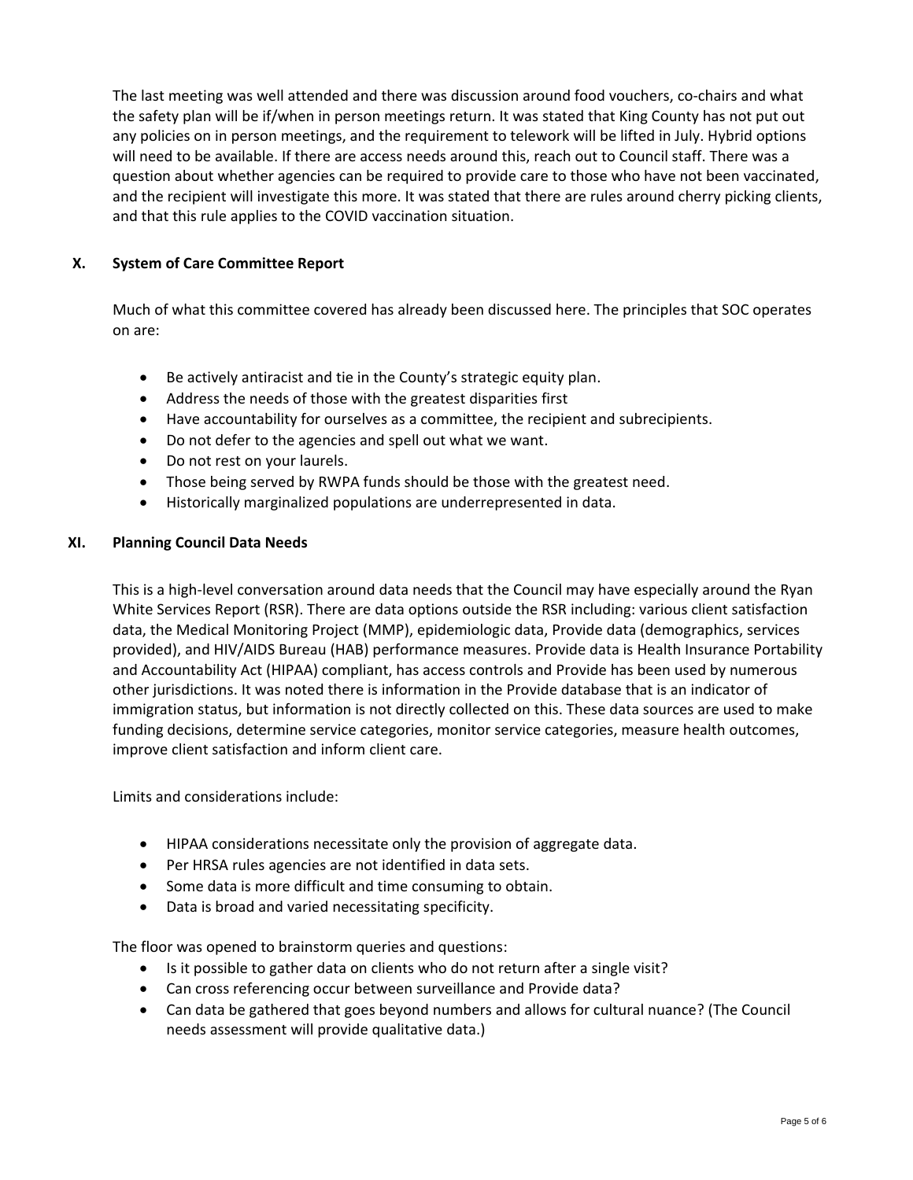The last meeting was well attended and there was discussion around food vouchers, co-chairs and what the safety plan will be if/when in person meetings return. It was stated that King County has not put out any policies on in person meetings, and the requirement to telework will be lifted in July. Hybrid options will need to be available. If there are access needs around this, reach out to Council staff. There was a question about whether agencies can be required to provide care to those who have not been vaccinated, and the recipient will investigate this more. It was stated that there are rules around cherry picking clients, and that this rule applies to the COVID vaccination situation.

## X. System of Care Committee Report

Much of what this committee covered has already been discussed here. The principles that SOC operates on are:

- Be actively antiracist and tie in the County's strategic equity plan.
- Address the needs of those with the greatest disparities first
- Have accountability for ourselves as a committee, the recipient and subrecipients.
- Do not defer to the agencies and spell out what we want.
- Do not rest on your laurels.
- Those being served by RWPA funds should be those with the greatest need.
- Historically marginalized populations are underrepresented in data.

## XI. Planning Council Data Needs

This is a high-level conversation around data needs that the Council may have especially around the Ryan White Services Report (RSR). There are data options outside the RSR including: various client satisfaction data, the Medical Monitoring Project (MMP), epidemiologic data, Provide data (demographics, services provided), and HIV/AIDS Bureau (HAB) performance measures. Provide data is Health Insurance Portability and Accountability Act (HIPAA) compliant, has access controls and Provide has been used by numerous other jurisdictions. It was noted there is information in the Provide database that is an indicator of immigration status, but information is not directly collected on this. These data sources are used to make funding decisions, determine service categories, monitor service categories, measure health outcomes, improve client satisfaction and inform client care.

Limits and considerations include:

- HIPAA considerations necessitate only the provision of aggregate data.
- Per HRSA rules agencies are not identified in data sets.
- Some data is more difficult and time consuming to obtain.
- Data is broad and varied necessitating specificity.

The floor was opened to brainstorm queries and questions:

- Is it possible to gather data on clients who do not return after a single visit?
- Can cross referencing occur between surveillance and Provide data?
- Can data be gathered that goes beyond numbers and allows for cultural nuance? (The Council needs assessment will provide qualitative data.)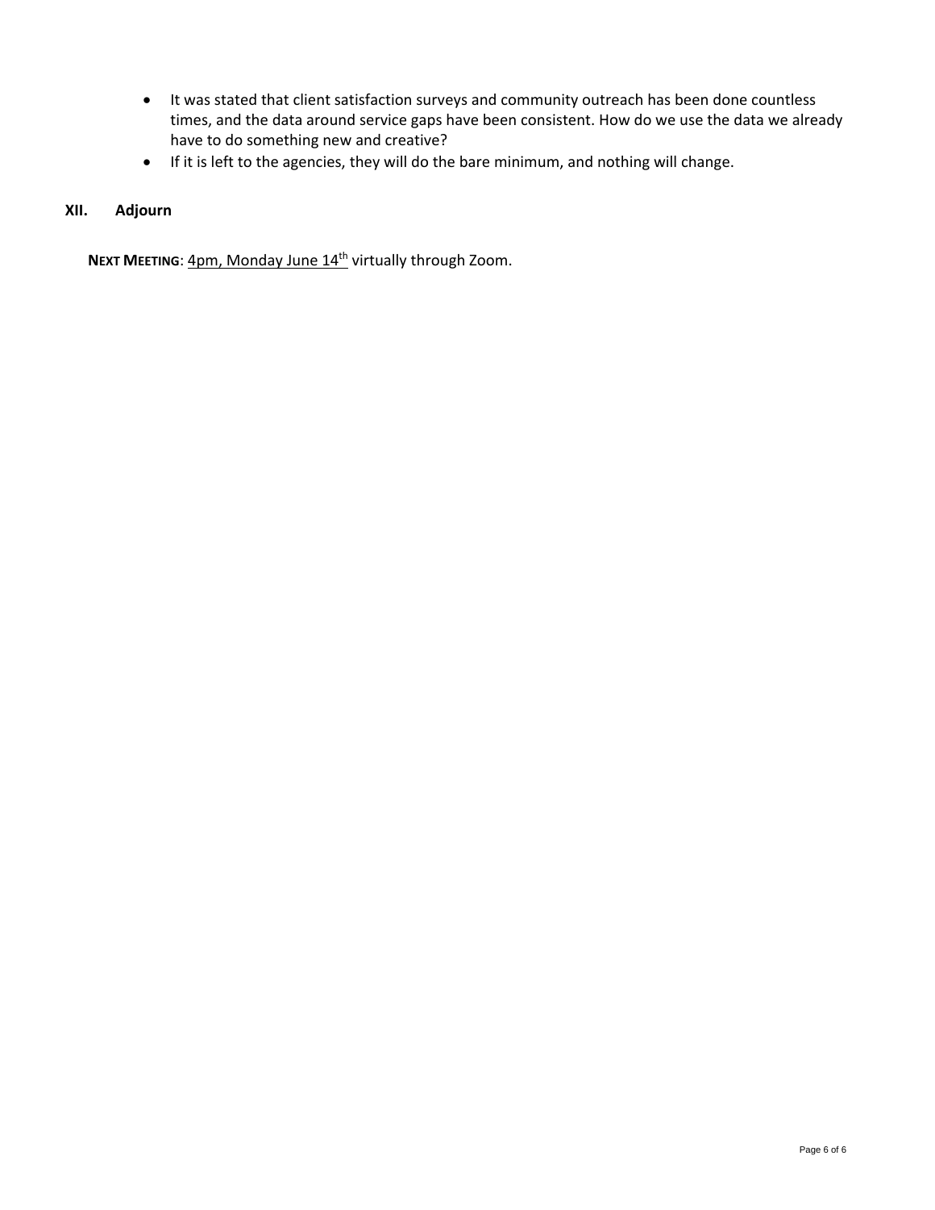- It was stated that client satisfaction surveys and community outreach has been done countless times, and the data around service gaps have been consistent. How do we use the data we already have to do something new and creative?
- If it is left to the agencies, they will do the bare minimum, and nothing will change.

## XII. Adjourn

**NEXT MEETING**: 4pm, Monday June 14th virtually through Zoom.